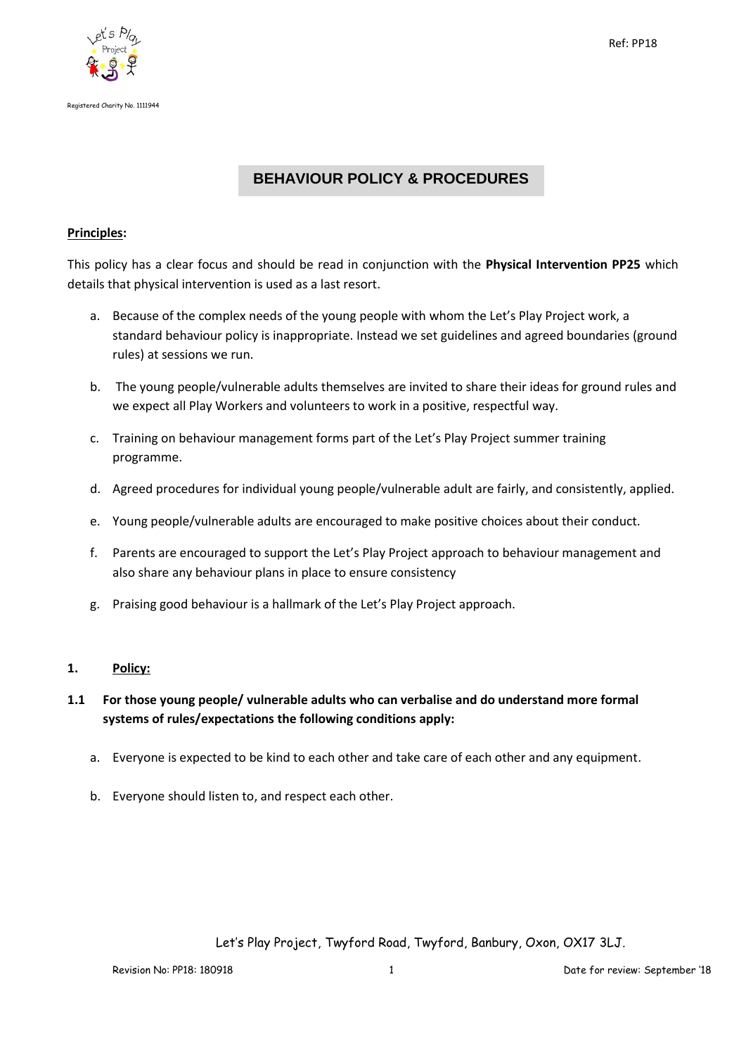Registered Charity No. 1111944

Ref: PP18

# BEHAVIOUR POLICY & PROCEDURES

**Principles:**

This policy has a clear focus and should be read in conjunction with the **Physical Intervention PP25** which details that physical intervention is used as a last resort.

a. Because of the complex needs of the young people with whom the Let's Play Project work, a standard behaviour policy is inappropriate. Instead we set guidelines and agreed boundaries (ground rules) at sessions we run.

b. The young people/vulnerable adults themselves are invited to share their ideas for ground rules and we expect all Play Workers and volunteers to work in a positive, respectful way.

c. Training on behaviour management forms part of the Let's Play Project summer training programme.

d. Agreed procedures for individual young people/vulnerable adult are fairly, and consistently, applied.

e. Young people/vulnerable adults are encouraged to make positive choices about their conduct.

f. Parents are encouraged to support the Let's Play Project approach to behaviour management and also share any behaviour plans in place to ensure consistency

g. Praising good behaviour is a hallmark of the Let's Play Project approach.

## 1. Policy:

**1.1 For those young people/ vulnerable adults who can verbalise and do understand more formal systems of rules/expectations the following conditions apply:**

a. Everyone is expected to be kind to each other and take care of each other and any equipment.

b. Everyone should listen to, and respect each other.

Let's Play Project, Twyford Road, Twyford, Banbury, Oxon, OX17 3LJ.

Revision No: PP18: 180918 | Date for review: September '18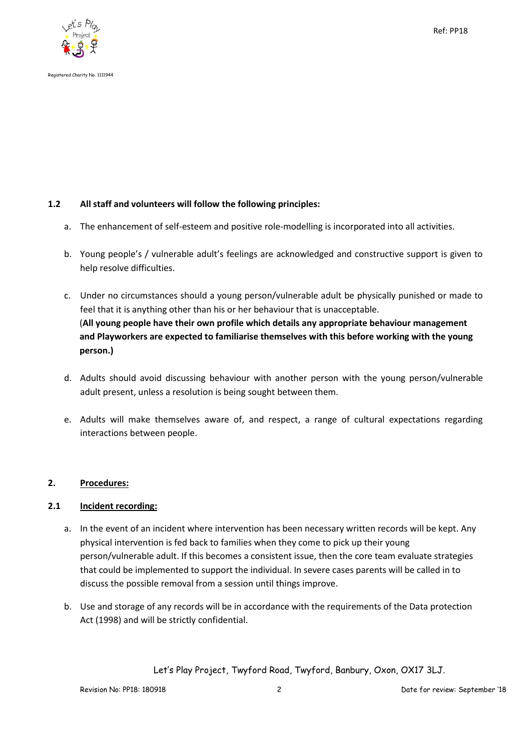## 1.2 All staff and volunteers will follow the following principles:

a. The enhancement of self-esteem and positive role-modelling is incorporated into all activities.

b. Young people's / vulnerable adult's feelings are acknowledged and constructive support is given to help resolve difficulties.

c. Under no circumstances should a young person/vulnerable adult be physically punished or made to feel that it is anything other than his or her behaviour that is unacceptable.
(**All young people have their own profile which details any appropriate behaviour management and Playworkers are expected to familiarise themselves with this before working with the young person.)**

d. Adults should avoid discussing behaviour with another person with the young person/vulnerable adult present, unless a resolution is being sought between them.

e. Adults will make themselves aware of, and respect, a range of cultural expectations regarding interactions between people.

## 2. Procedures:

### 2.1 Incident recording:

a. In the event of an incident where intervention has been necessary written records will be kept. Any physical intervention is fed back to families when they come to pick up their young person/vulnerable adult. If this becomes a consistent issue, then the core team evaluate strategies that could be implemented to support the individual. In severe cases parents will be called in to discuss the possible removal from a session until things improve.

b. Use and storage of any records will be in accordance with the requirements of the Data protection Act (1998) and will be strictly confidential.